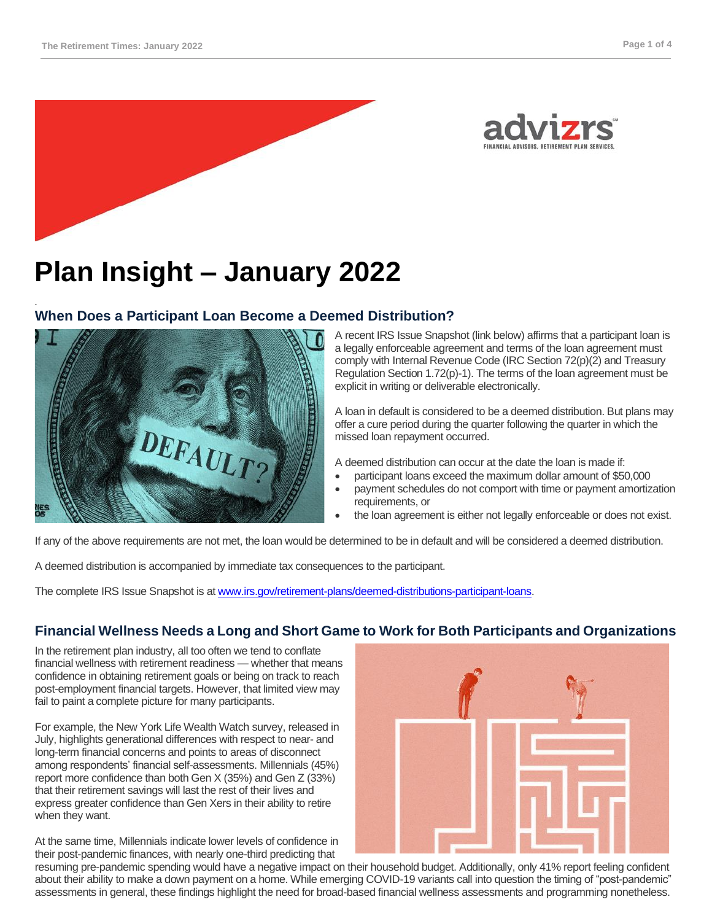# Plan Insight – January 2022

## When Does a Participant Loan Become a Deemed Distribution?

A recent IRS Issue Snapshot (link below) affirms that a participant loan is a legally enforceable agreement and terms of the loan agreement must comply with Internal Revenue Code (IRC Section 72(p)(2) and Treasury Regulation Section 1.72(p)-1). The terms of the loan agreement must be explicit in writing or deliverable electronically.

A loan in default is considered to be a deemed distribution. But plans may offer a cure period during the quarter following the quarter in which the missed loan repayment occurred.

A deemed distribution can occur at the date the loan is made if:

- participant loans exceed the maximum dollar amount of $50,000
- payment schedules do not comport with time or payment amortization requirements, or
- the loan agreement is either not legally enforceable or does not exist.

If any of the above requirements are not met, the loan would be determined to be in default and will be considered a deemed distribution.

A deemed distribution is accompanied by immediate tax consequences to the participant.

The complete IRS Issue Snapshot is at www.irs.gov/retirement-plans/deemed-distributions-participant-loans.

## Financial Wellness Needs a Long and Short Game to Work for Both Participants and Organizations

In the retirement plan industry, all too often we tend to conflate financial wellness with retirement readiness — whether that means confidence in obtaining retirement goals or being on track to reach post-employment financial targets. However, that limited view may fail to paint a complete picture for many participants.

For example, the New York Life Wealth Watch survey, released in July, highlights generational differences with respect to near- and long-term financial concerns and points to areas of disconnect among respondents' financial self-assessments. Millennials (45%) report more confidence than both Gen X (35%) and Gen Z (33%) that their retirement savings will last the rest of their lives and express greater confidence than Gen Xers in their ability to retire when they want.

At the same time, Millennials indicate lower levels of confidence in their post-pandemic finances, with nearly one-third predicting that resuming pre-pandemic spending would have a negative impact on their household budget. Additionally, only 41% report feeling confident about their ability to make a down payment on a home. While emerging COVID-19 variants call into question the timing of "post-pandemic" assessments in general, these findings highlight the need for broad-based financial wellness assessments and programming nonetheless.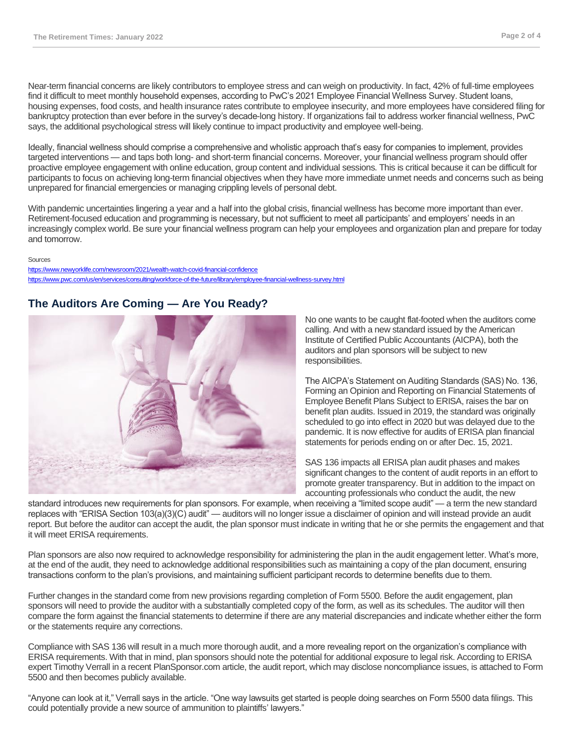Near-term financial concerns are likely contributors to employee stress and can weigh on productivity. In fact, 42% of full-time employees find it difficult to meet monthly household expenses, according to PwC's 2021 Employee Financial Wellness Survey. Student loans, housing expenses, food costs, and health insurance rates contribute to employee insecurity, and more employees have considered filing for bankruptcy protection than ever before in the survey's decade-long history. If organizations fail to address worker financial wellness, PwC says, the additional psychological stress will likely continue to impact productivity and employee well-being.

Ideally, financial wellness should comprise a comprehensive and wholistic approach that's easy for companies to implement, provides targeted interventions — and taps both long- and short-term financial concerns. Moreover, your financial wellness program should offer proactive employee engagement with online education, group content and individual sessions. This is critical because it can be difficult for participants to focus on achieving long-term financial objectives when they have more immediate unmet needs and concerns such as being unprepared for financial emergencies or managing crippling levels of personal debt.

With pandemic uncertainties lingering a year and a half into the global crisis, financial wellness has become more important than ever. Retirement-focused education and programming is necessary, but not sufficient to meet all participants' and employers' needs in an increasingly complex world. Be sure your financial wellness program can help your employees and organization plan and prepare for today and tomorrow.

Sources
https://www.newyorklife.com/newsroom/2021/wealth-watch-covid-financial-confidence
https://www.pwc.com/us/en/services/consulting/workforce-of-the-future/library/employee-financial-wellness-survey.html

## The Auditors Are Coming — Are You Ready?

No one wants to be caught flat-footed when the auditors come calling. And with a new standard issued by the American Institute of Certified Public Accountants (AICPA), both the auditors and plan sponsors will be subject to new responsibilities.

The AICPA's Statement on Auditing Standards (SAS) No. 136, Forming an Opinion and Reporting on Financial Statements of Employee Benefit Plans Subject to ERISA, raises the bar on benefit plan audits. Issued in 2019, the standard was originally scheduled to go into effect in 2020 but was delayed due to the pandemic. It is now effective for audits of ERISA plan financial statements for periods ending on or after Dec. 15, 2021.

SAS 136 impacts all ERISA plan audit phases and makes significant changes to the content of audit reports in an effort to promote greater transparency. But in addition to the impact on accounting professionals who conduct the audit, the new standard introduces new requirements for plan sponsors. For example, when receiving a "limited scope audit" — a term the new standard replaces with "ERISA Section 103(a)(3)(C) audit" — auditors will no longer issue a disclaimer of opinion and will instead provide an audit report. But before the auditor can accept the audit, the plan sponsor must indicate in writing that he or she permits the engagement and that it will meet ERISA requirements.

Plan sponsors are also now required to acknowledge responsibility for administering the plan in the audit engagement letter. What's more, at the end of the audit, they need to acknowledge additional responsibilities such as maintaining a copy of the plan document, ensuring transactions conform to the plan's provisions, and maintaining sufficient participant records to determine benefits due to them.

Further changes in the standard come from new provisions regarding completion of Form 5500. Before the audit engagement, plan sponsors will need to provide the auditor with a substantially completed copy of the form, as well as its schedules. The auditor will then compare the form against the financial statements to determine if there are any material discrepancies and indicate whether either the form or the statements require any corrections.

Compliance with SAS 136 will result in a much more thorough audit, and a more revealing report on the organization's compliance with ERISA requirements. With that in mind, plan sponsors should note the potential for additional exposure to legal risk. According to ERISA expert Timothy Verrall in a recent PlanSponsor.com article, the audit report, which may disclose noncompliance issues, is attached to Form 5500 and then becomes publicly available.

"Anyone can look at it," Verrall says in the article. "One way lawsuits get started is people doing searches on Form 5500 data filings. This could potentially provide a new source of ammunition to plaintiffs' lawyers."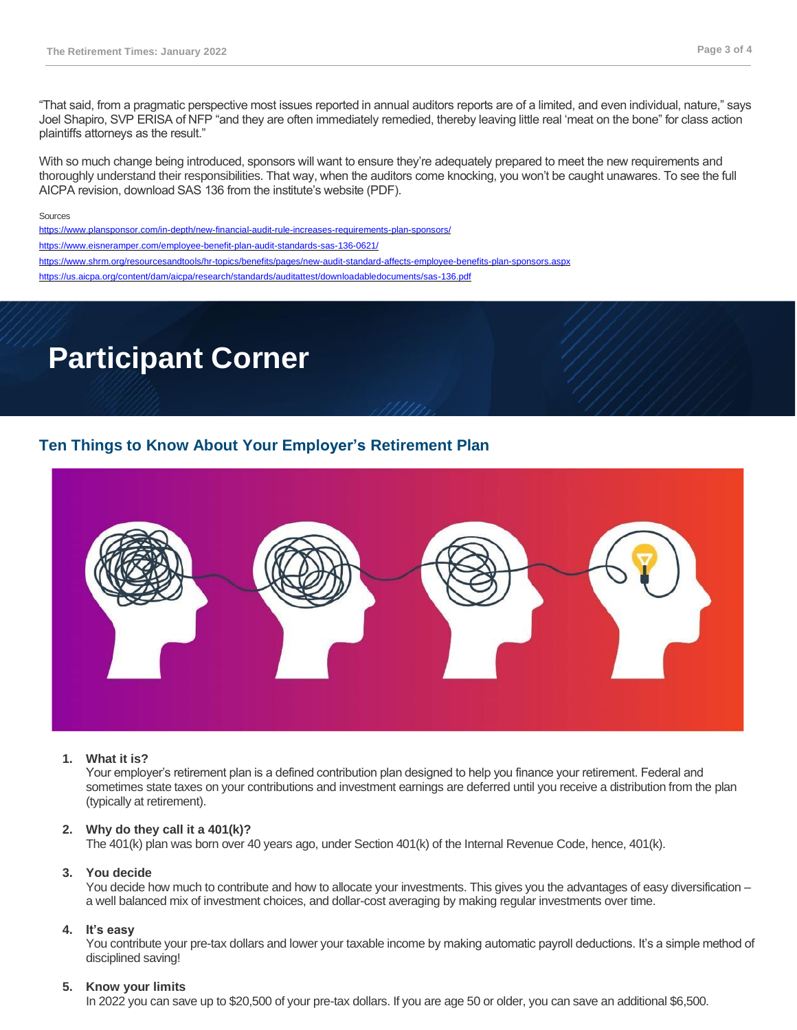"That said, from a pragmatic perspective most issues reported in annual auditors reports are of a limited, and even individual, nature," says Joel Shapiro, SVP ERISA of NFP "and they are often immediately remedied, thereby leaving little real 'meat on the bone" for class action plaintiffs attorneys as the result."

With so much change being introduced, sponsors will want to ensure they're adequately prepared to meet the new requirements and thoroughly understand their responsibilities. That way, when the auditors come knocking, you won't be caught unawares. To see the full AICPA revision, download SAS 136 from the institute's website (PDF).

Sources

https://www.plansponsor.com/in-depth/new-financial-audit-rule-increases-requirements-plan-sponsors/

https://www.eisneramper.com/employee-benefit-plan-audit-standards-sas-136-0621/

https://www.shrm.org/resourcesandtools/hr-topics/benefits/pages/new-audit-standard-affects-employee-benefits-plan-sponsors.aspx

https://us.aicpa.org/content/dam/aicpa/research/standards/auditattest/downloadabledocuments/sas-136.pdf

# Participant Corner

## Ten Things to Know About Your Employer's Retirement Plan

1. **What it is?**
   Your employer's retirement plan is a defined contribution plan designed to help you finance your retirement. Federal and sometimes state taxes on your contributions and investment earnings are deferred until you receive a distribution from the plan (typically at retirement).

2. **Why do they call it a 401(k)?**
   The 401(k) plan was born over 40 years ago, under Section 401(k) of the Internal Revenue Code, hence, 401(k).

3. **You decide**
   You decide how much to contribute and how to allocate your investments. This gives you the advantages of easy diversification – a well balanced mix of investment choices, and dollar-cost averaging by making regular investments over time.

4. **It's easy**
   You contribute your pre-tax dollars and lower your taxable income by making automatic payroll deductions. It's a simple method of disciplined saving!

5. **Know your limits**
   In 2022 you can save up to $20,500 of your pre-tax dollars. If you are age 50 or older, you can save an additional $6,500.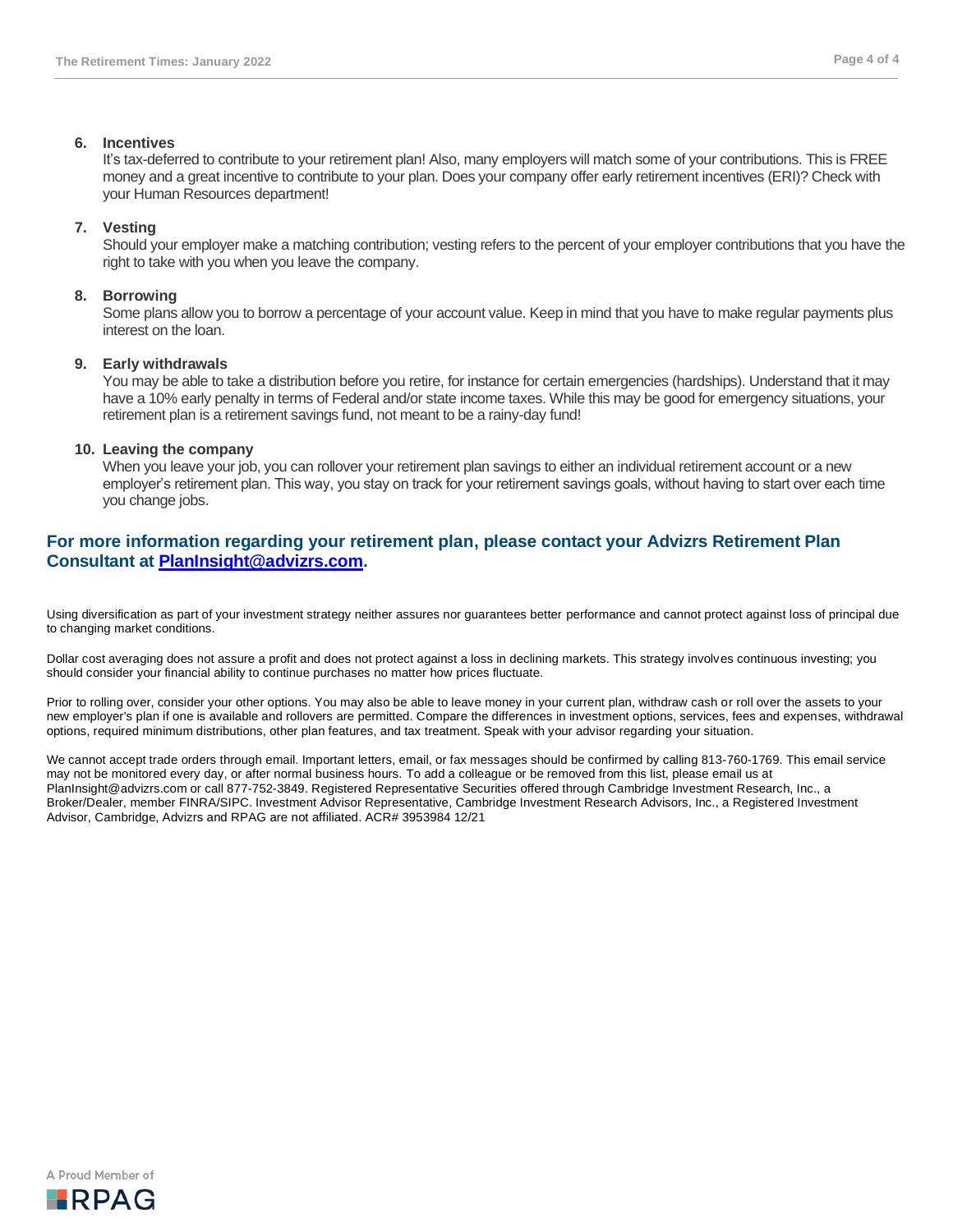6. **Incentives**
   It's tax-deferred to contribute to your retirement plan! Also, many employers will match some of your contributions. This is FREE money and a great incentive to contribute to your plan. Does your company offer early retirement incentives (ERI)? Check with your Human Resources department!

7. **Vesting**
   Should your employer make a matching contribution; vesting refers to the percent of your employer contributions that you have the right to take with you when you leave the company.

8. **Borrowing**
   Some plans allow you to borrow a percentage of your account value. Keep in mind that you have to make regular payments plus interest on the loan.

9. **Early withdrawals**
   You may be able to take a distribution before you retire, for instance for certain emergencies (hardships). Understand that it may have a 10% early penalty in terms of Federal and/or state income taxes. While this may be good for emergency situations, your retirement plan is a retirement savings fund, not meant to be a rainy-day fund!

10. **Leaving the company**
    When you leave your job, you can rollover your retirement plan savings to either an individual retirement account or a new employer's retirement plan. This way, you stay on track for your retirement savings goals, without having to start over each time you change jobs.

**For more information regarding your retirement plan, please contact your Advizrs Retirement Plan Consultant at [PlanInsight@advizrs.com](mailto:PlanInsight@advizrs.com).**

Using diversification as part of your investment strategy neither assures nor guarantees better performance and cannot protect against loss of principal due to changing market conditions.

Dollar cost averaging does not assure a profit and does not protect against a loss in declining markets. This strategy involves continuous investing; you should consider your financial ability to continue purchases no matter how prices fluctuate.

Prior to rolling over, consider your other options. You may also be able to leave money in your current plan, withdraw cash or roll over the assets to your new employer's plan if one is available and rollovers are permitted. Compare the differences in investment options, services, fees and expenses, withdrawal options, required minimum distributions, other plan features, and tax treatment. Speak with your advisor regarding your situation.

We cannot accept trade orders through email. Important letters, email, or fax messages should be confirmed by calling 813-760-1769. This email service may not be monitored every day, or after normal business hours. To add a colleague or be removed from this list, please email us at PlanInsight@advizrs.com or call 877-752-3849. Registered Representative Securities offered through Cambridge Investment Research, Inc., a Broker/Dealer, member FINRA/SIPC. Investment Advisor Representative, Cambridge Investment Research Advisors, Inc., a Registered Investment Advisor, Cambridge, Advizrs and RPAG are not affiliated. ACR# 3953984 12/21

A Proud Member of RPAG